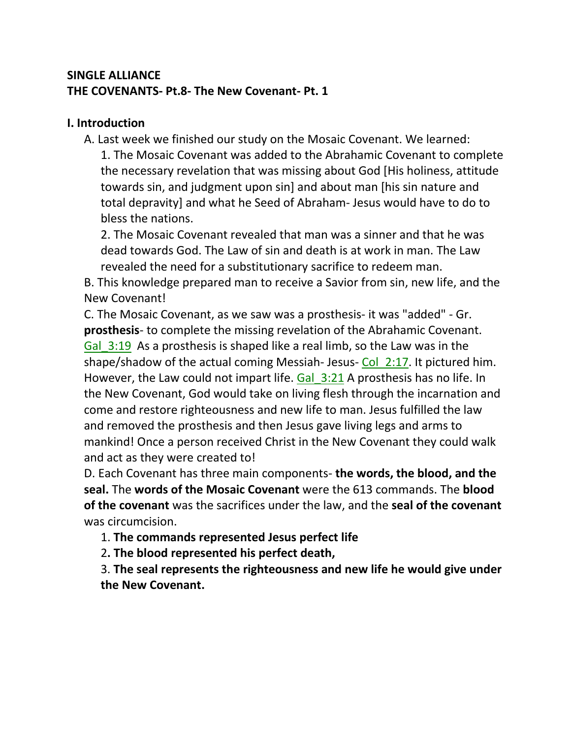**SINGLE ALLIANCE**
**THE COVENANTS- Pt.8- The New Covenant- Pt. 1**

**I. Introduction**

A. Last week we finished our study on the Mosaic Covenant. We learned:

1. The Mosaic Covenant was added to the Abrahamic Covenant to complete the necessary revelation that was missing about God [His holiness, attitude towards sin, and judgment upon sin] and about man [his sin nature and total depravity] and what he Seed of Abraham- Jesus would have to do to bless the nations.

2. The Mosaic Covenant revealed that man was a sinner and that he was dead towards God. The Law of sin and death is at work in man. The Law revealed the need for a substitutionary sacrifice to redeem man.

B. This knowledge prepared man to receive a Savior from sin, new life, and the New Covenant!

C. The Mosaic Covenant, as we saw was a prosthesis- it was "added" - Gr. **prosthesis**- to complete the missing revelation of the Abrahamic Covenant. Gal_3:19 As a prosthesis is shaped like a real limb, so the Law was in the shape/shadow of the actual coming Messiah- Jesus- Col_2:17. It pictured him. However, the Law could not impart life. Gal_3:21 A prosthesis has no life. In the New Covenant, God would take on living flesh through the incarnation and come and restore righteousness and new life to man. Jesus fulfilled the law and removed the prosthesis and then Jesus gave living legs and arms to mankind! Once a person received Christ in the New Covenant they could walk and act as they were created to!

D. Each Covenant has three main components- **the words, the blood, and the seal.** The **words of the Mosaic Covenant** were the 613 commands. The **blood of the covenant** was the sacrifices under the law, and the **seal of the covenant** was circumcision.

1. **The commands represented Jesus perfect life**

2**. The blood represented his perfect death,**

3. **The seal represents the righteousness and new life he would give under the New Covenant.**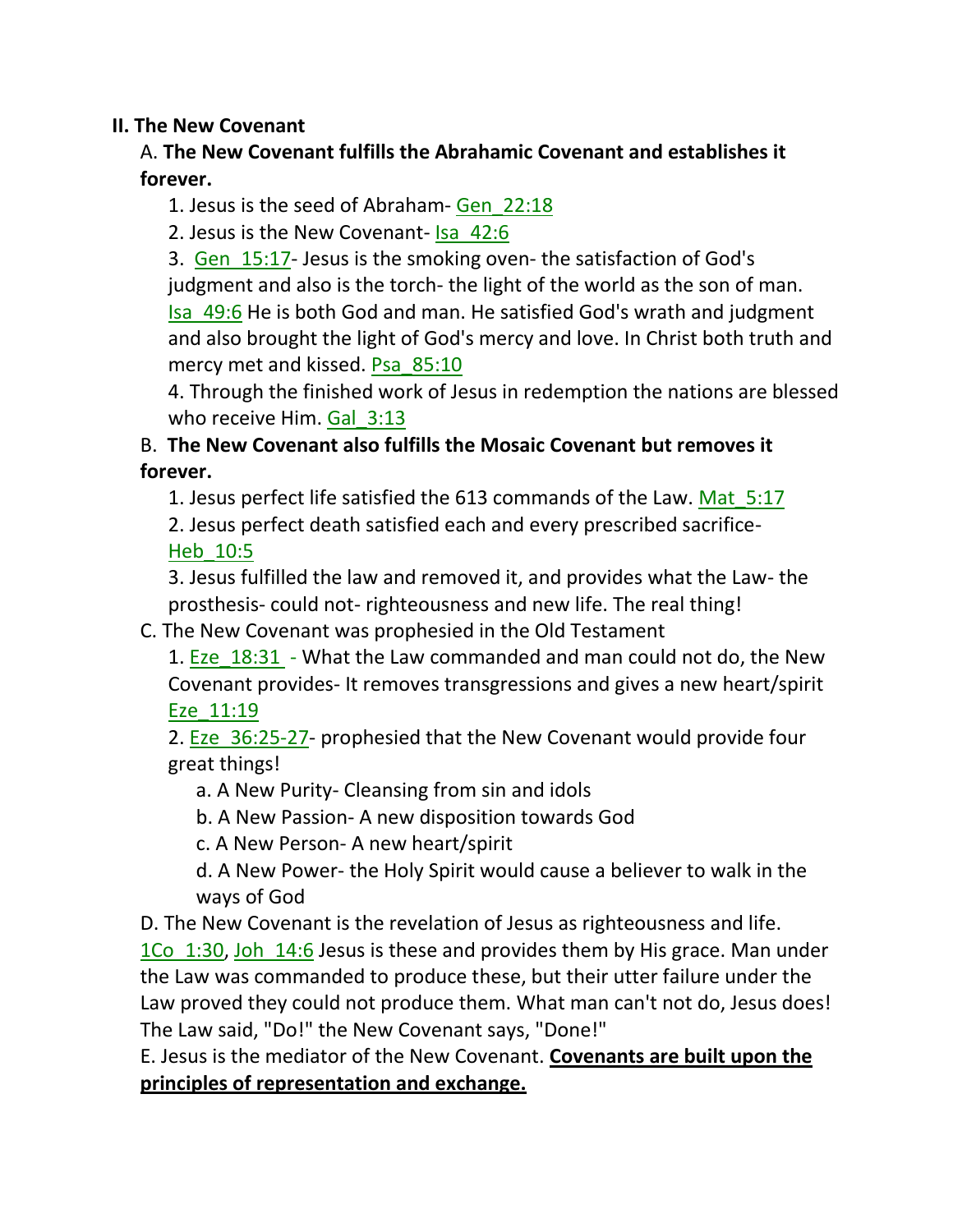**II. The New Covenant**

A. **The New Covenant fulfills the Abrahamic Covenant and establishes it forever.**

1. Jesus is the seed of Abraham- Gen_22:18
2. Jesus is the New Covenant- Isa_42:6
3. Gen_15:17- Jesus is the smoking oven- the satisfaction of God's judgment and also is the torch- the light of the world as the son of man. Isa_49:6 He is both God and man. He satisfied God's wrath and judgment and also brought the light of God's mercy and love. In Christ both truth and mercy met and kissed. Psa_85:10
4. Through the finished work of Jesus in redemption the nations are blessed who receive Him. Gal_3:13

B. **The New Covenant also fulfills the Mosaic Covenant but removes it forever.**

1. Jesus perfect life satisfied the 613 commands of the Law. Mat_5:17
2. Jesus perfect death satisfied each and every prescribed sacrifice- Heb_10:5
3. Jesus fulfilled the law and removed it, and provides what the Law- the prosthesis- could not- righteousness and new life. The real thing!

C. The New Covenant was prophesied in the Old Testament

1. Eze_18:31 - What the Law commanded and man could not do, the New Covenant provides- It removes transgressions and gives a new heart/spirit Eze_11:19
2. Eze_36:25-27- prophesied that the New Covenant would provide four great things!
   a. A New Purity- Cleansing from sin and idols
   b. A New Passion- A new disposition towards God
   c. A New Person- A new heart/spirit
   d. A New Power- the Holy Spirit would cause a believer to walk in the ways of God

D. The New Covenant is the revelation of Jesus as righteousness and life. 1Co_1:30, Joh_14:6 Jesus is these and provides them by His grace. Man under the Law was commanded to produce these, but their utter failure under the Law proved they could not produce them. What man can't not do, Jesus does! The Law said, "Do!" the New Covenant says, "Done!"

E. Jesus is the mediator of the New Covenant. **Covenants are built upon the principles of representation and exchange.**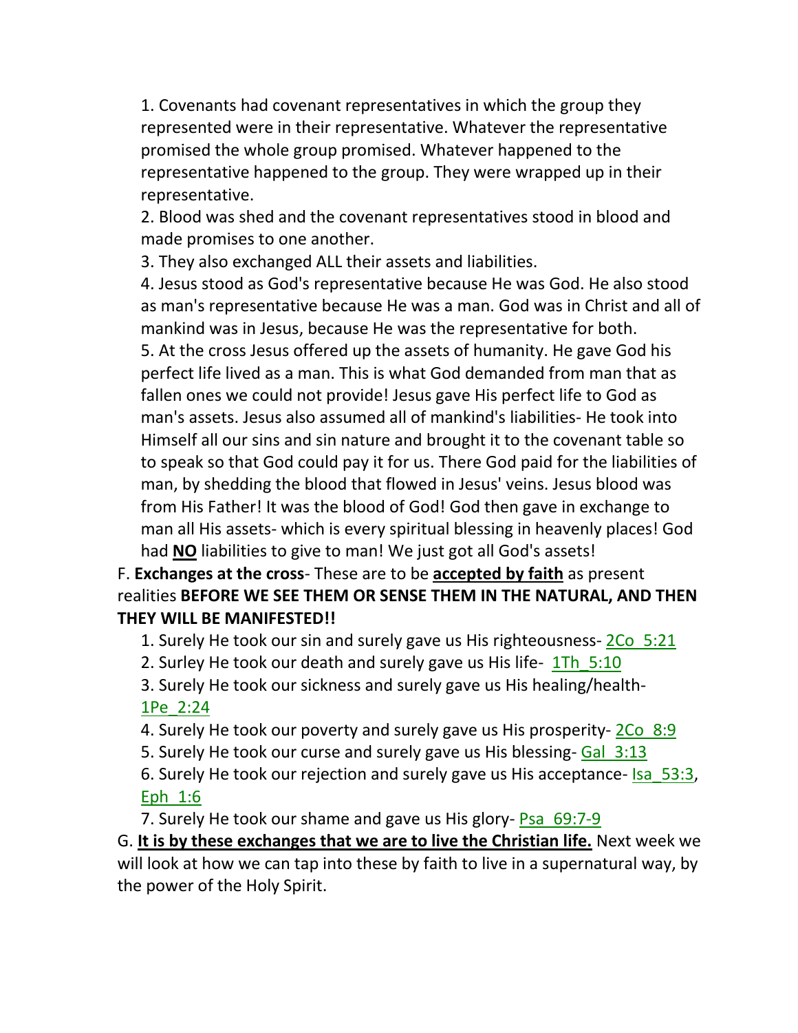1. Covenants had covenant representatives in which the group they represented were in their representative. Whatever the representative promised the whole group promised. Whatever happened to the representative happened to the group. They were wrapped up in their representative.
2. Blood was shed and the covenant representatives stood in blood and made promises to one another.
3. They also exchanged ALL their assets and liabilities.
4. Jesus stood as God's representative because He was God. He also stood as man's representative because He was a man. God was in Christ and all of mankind was in Jesus, because He was the representative for both.
5. At the cross Jesus offered up the assets of humanity. He gave God his perfect life lived as a man. This is what God demanded from man that as fallen ones we could not provide! Jesus gave His perfect life to God as man's assets. Jesus also assumed all of mankind's liabilities- He took into Himself all our sins and sin nature and brought it to the covenant table so to speak so that God could pay it for us. There God paid for the liabilities of man, by shedding the blood that flowed in Jesus' veins. Jesus blood was from His Father! It was the blood of God! God then gave in exchange to man all His assets- which is every spiritual blessing in heavenly places! God had **NO** liabilities to give to man! We just got all God's assets!

F. **Exchanges at the cross**- These are to be **accepted by faith** as present realities **BEFORE WE SEE THEM OR SENSE THEM IN THE NATURAL, AND THEN THEY WILL BE MANIFESTED!!**

1. Surely He took our sin and surely gave us His righteousness- 2Co_5:21
2. Surley He took our death and surely gave us His life- 1Th_5:10
3. Surely He took our sickness and surely gave us His healing/health- 1Pe_2:24
4. Surely He took our poverty and surely gave us His prosperity- 2Co_8:9
5. Surely He took our curse and surely gave us His blessing- Gal_3:13
6. Surely He took our rejection and surely gave us His acceptance- Isa_53:3, Eph_1:6
7. Surely He took our shame and gave us His glory- Psa_69:7-9

G. **It is by these exchanges that we are to live the Christian life.** Next week we will look at how we can tap into these by faith to live in a supernatural way, by the power of the Holy Spirit.